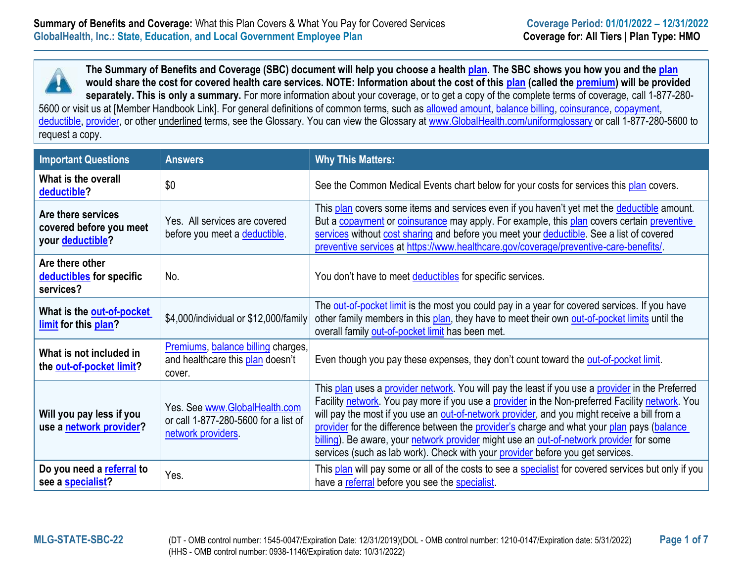**Summary of Benefits and Coverage:** What this Plan Covers & What You Pay for Covered Services
**GlobalHealth, Inc.: State, Education, and Local Government Employee Plan**

**Coverage Period: 01/01/2022 – 12/31/2022**
**Coverage for: All Tiers | Plan Type: HMO**

**The Summary of Benefits and Coverage (SBC) document will help you choose a health plan. The SBC shows you how you and the plan would share the cost for covered health care services. NOTE: Information about the cost of this plan (called the premium) will be provided separately. This is only a summary.** For more information about your coverage, or to get a copy of the complete terms of coverage, call 1-877-280-5600 or visit us at [Member Handbook Link]. For general definitions of common terms, such as allowed amount, balance billing, coinsurance, copayment, deductible, provider, or other underlined terms, see the Glossary. You can view the Glossary at www.GlobalHealth.com/uniformglossary or call 1-877-280-5600 to request a copy.

| Important Questions | Answers | Why This Matters: |
|---|---|---|
| **What is the overall deductible?** | $0 | See the Common Medical Events chart below for your costs for services this plan covers. |
| **Are there services covered before you meet your deductible?** | Yes. All services are covered before you meet a deductible. | This plan covers some items and services even if you haven't yet met the deductible amount. But a copayment or coinsurance may apply. For example, this plan covers certain preventive services without cost sharing and before you meet your deductible. See a list of covered preventive services at https://www.healthcare.gov/coverage/preventive-care-benefits/. |
| **Are there other deductibles for specific services?** | No. | You don't have to meet deductibles for specific services. |
| **What is the out-of-pocket limit for this plan?** | $4,000/individual or $12,000/family | The out-of-pocket limit is the most you could pay in a year for covered services. If you have other family members in this plan, they have to meet their own out-of-pocket limits until the overall family out-of-pocket limit has been met. |
| **What is not included in the out-of-pocket limit?** | Premiums, balance billing charges, and healthcare this plan doesn't cover. | Even though you pay these expenses, they don't count toward the out-of-pocket limit. |
| **Will you pay less if you use a network provider?** | Yes. See www.GlobalHealth.com or call 1-877-280-5600 for a list of network providers. | This plan uses a provider network. You will pay the least if you use a provider in the Preferred Facility network. You pay more if you use a provider in the Non-preferred Facility network. You will pay the most if you use an out-of-network provider, and you might receive a bill from a provider for the difference between the provider's charge and what your plan pays (balance billing). Be aware, your network provider might use an out-of-network provider for some services (such as lab work). Check with your provider before you get services. |
| **Do you need a referral to see a specialist?** | Yes. | This plan will pay some or all of the costs to see a specialist for covered services but only if you have a referral before you see the specialist. |

MLG-STATE-SBC-22

(DT - OMB control number: 1545-0047/Expiration Date: 12/31/2019)(DOL - OMB control number: 1210-0147/Expiration date: 5/31/2022)
(HHS - OMB control number: 0938-1146/Expiration date: 10/31/2022)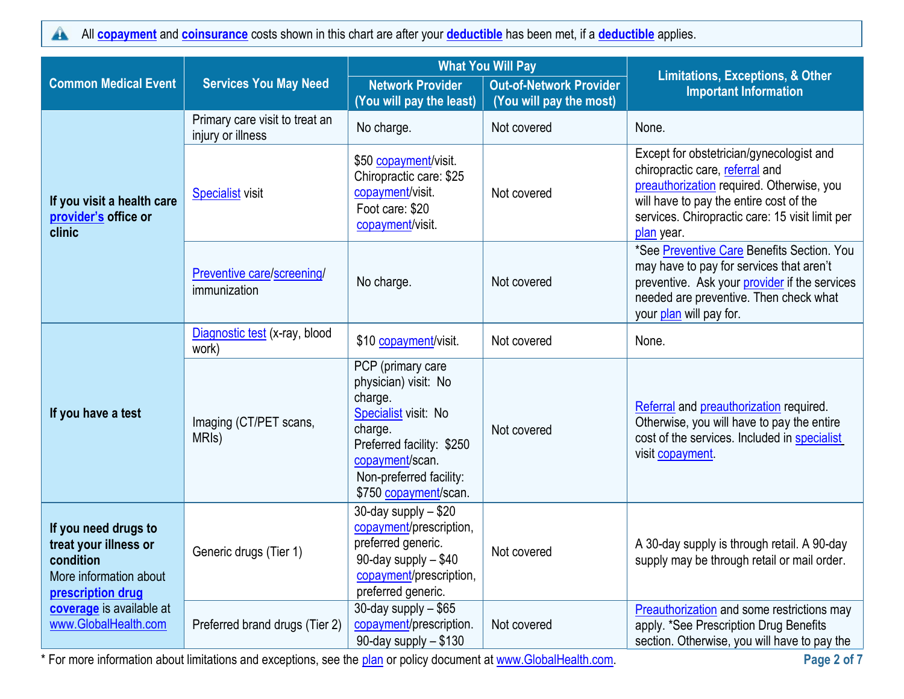All **copayment** and **coinsurance** costs shown in this chart are after your **deductible** has been met, if a **deductible** applies.

| Common Medical Event | Services You May Need | What You Will Pay | | Limitations, Exceptions, & Other Important Information |
|---|---|---|---|---|
| | | Network Provider (You will pay the least) | Out-of-Network Provider (You will pay the most) | |
| **If you visit a health care provider's office or clinic** | Primary care visit to treat an injury or illness | No charge. | Not covered | None. |
| | Specialist visit | $50 copayment/visit. Chiropractic care: $25 copayment/visit. Foot care: $20 copayment/visit. | Not covered | Except for obstetrician/gynecologist and chiropractic care, referral and preauthorization required. Otherwise, you will have to pay the entire cost of the services. Chiropractic care: 15 visit limit per plan year. |
| | Preventive care/screening/ immunization | No charge. | Not covered | *See Preventive Care Benefits Section. You may have to pay for services that aren't preventive. Ask your provider if the services needed are preventive. Then check what your plan will pay for. |
| **If you have a test** | Diagnostic test (x-ray, blood work) | $10 copayment/visit. | Not covered | None. |
| | Imaging (CT/PET scans, MRIs) | PCP (primary care physician) visit: No charge. Specialist visit: No charge. Preferred facility: $250 copayment/scan. Non-preferred facility: $750 copayment/scan. | Not covered | Referral and preauthorization required. Otherwise, you will have to pay the entire cost of the services. Included in specialist visit copayment. |
| **If you need drugs to treat your illness or condition** More information about **prescription drug coverage** is available at www.GlobalHealth.com | Generic drugs (Tier 1) | 30-day supply – $20 copayment/prescription, preferred generic. 90-day supply – $40 copayment/prescription, preferred generic. | Not covered | A 30-day supply is through retail. A 90-day supply may be through retail or mail order. |
| | Preferred brand drugs (Tier 2) | 30-day supply – $65 copayment/prescription. 90-day supply – $130 | Not covered | Preauthorization and some restrictions may apply. *See Prescription Drug Benefits section. Otherwise, you will have to pay the |

* For more information about limitations and exceptions, see the plan or policy document at www.GlobalHealth.com.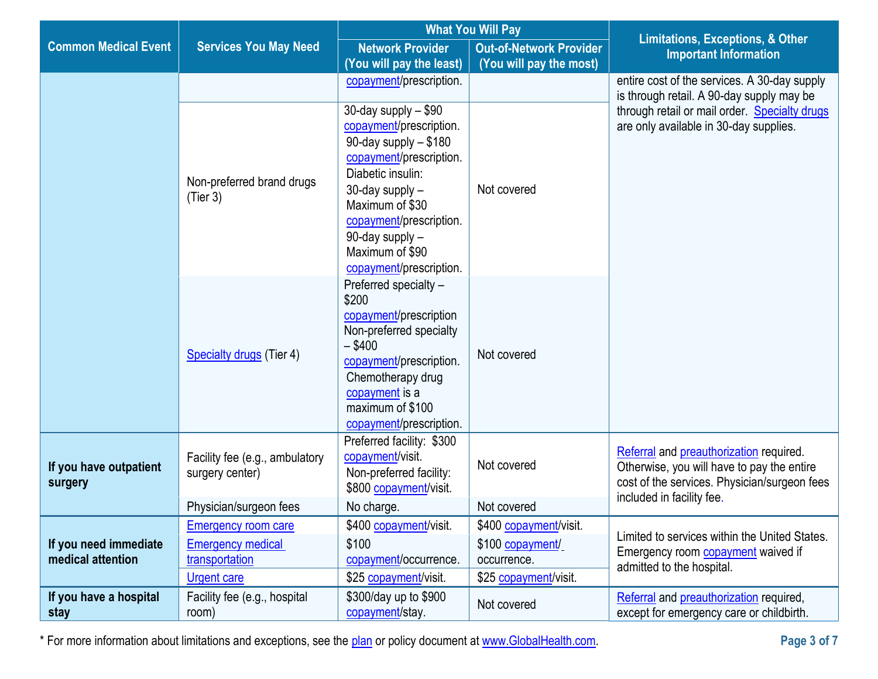| Common Medical Event | Services You May Need | What You Will Pay | | Limitations, Exceptions, & Other Important Information |
|---|---|---|---|---|
| | | Network Provider (You will pay the least) | Out-of-Network Provider (You will pay the most) | |
| | | copayment/prescription. | | entire cost of the services. A 30-day supply is through retail. A 90-day supply may be through retail or mail order. Specialty drugs are only available in 30-day supplies. |
| | Non-preferred brand drugs (Tier 3) | 30-day supply – $90 copayment/prescription. 90-day supply – $180 copayment/prescription. Diabetic insulin: 30-day supply – Maximum of $30 copayment/prescription. 90-day supply – Maximum of $90 copayment/prescription. | Not covered | |
| | Specialty drugs (Tier 4) | Preferred specialty – $200 copayment/prescription Non-preferred specialty – $400 copayment/prescription. Chemotherapy drug copayment is a maximum of $100 copayment/prescription. | Not covered | |
| **If you have outpatient surgery** | Facility fee (e.g., ambulatory surgery center) | Preferred facility: $300 copayment/visit. Non-preferred facility: $800 copayment/visit. | Not covered | Referral and preauthorization required. Otherwise, you will have to pay the entire cost of the services. Physician/surgeon fees included in facility fee. |
| | Physician/surgeon fees | No charge. | Not covered | |
| **If you need immediate medical attention** | Emergency room care | $400 copayment/visit. | $400 copayment/visit. | Limited to services within the United States. Emergency room copayment waived if admitted to the hospital. |
| | Emergency medical transportation | $100 copayment/occurrence. | $100 copayment/ occurrence. | |
| | Urgent care | $25 copayment/visit. | $25 copayment/visit. | |
| **If you have a hospital stay** | Facility fee (e.g., hospital room) | $300/day up to $900 copayment/stay. | Not covered | Referral and preauthorization required, except for emergency care or childbirth. |

* For more information about limitations and exceptions, see the plan or policy document at www.GlobalHealth.com.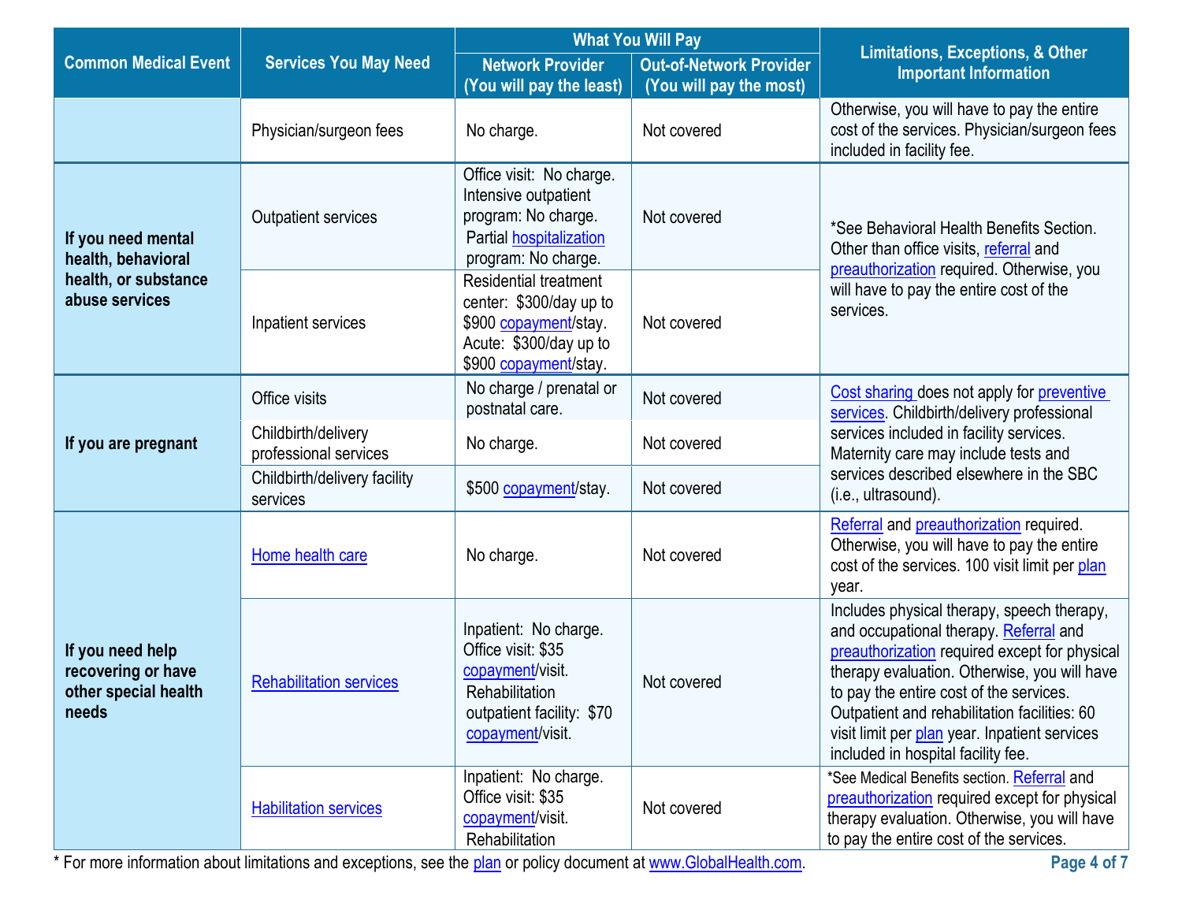| Common Medical Event | Services You May Need | What You Will Pay | | Limitations, Exceptions, & Other Important Information |
|---|---|---|---|---|
| | | Network Provider (You will pay the least) | Out-of-Network Provider (You will pay the most) | |
| | Physician/surgeon fees | No charge. | Not covered | Otherwise, you will have to pay the entire cost of the services. Physician/surgeon fees included in facility fee. |
| If you need mental health, behavioral health, or substance abuse services | Outpatient services | Office visit: No charge. Intensive outpatient program: No charge. Partial hospitalization program: No charge. | Not covered | *See Behavioral Health Benefits Section. Other than office visits, referral and preauthorization required. Otherwise, you will have to pay the entire cost of the services. |
| | Inpatient services | Residential treatment center: $300/day up to $900 copayment/stay. Acute: $300/day up to $900 copayment/stay. | Not covered | |
| If you are pregnant | Office visits | No charge / prenatal or postnatal care. | Not covered | Cost sharing does not apply for preventive services. Childbirth/delivery professional services included in facility services. Maternity care may include tests and services described elsewhere in the SBC (i.e., ultrasound). |
| | Childbirth/delivery professional services | No charge. | Not covered | |
| | Childbirth/delivery facility services | $500 copayment/stay. | Not covered | |
| If you need help recovering or have other special health needs | Home health care | No charge. | Not covered | Referral and preauthorization required. Otherwise, you will have to pay the entire cost of the services. 100 visit limit per plan year. |
| | Rehabilitation services | Inpatient: No charge. Office visit: $35 copayment/visit. Rehabilitation outpatient facility: $70 copayment/visit. | Not covered | Includes physical therapy, speech therapy, and occupational therapy. Referral and preauthorization required except for physical therapy evaluation. Otherwise, you will have to pay the entire cost of the services. Outpatient and rehabilitation facilities: 60 visit limit per plan year. Inpatient services included in hospital facility fee. |
| | Habilitation services | Inpatient: No charge. Office visit: $35 copayment/visit. Rehabilitation | Not covered | *See Medical Benefits section. Referral and preauthorization required except for physical therapy evaluation. Otherwise, you will have to pay the entire cost of the services. |

* For more information about limitations and exceptions, see the plan or policy document at www.GlobalHealth.com.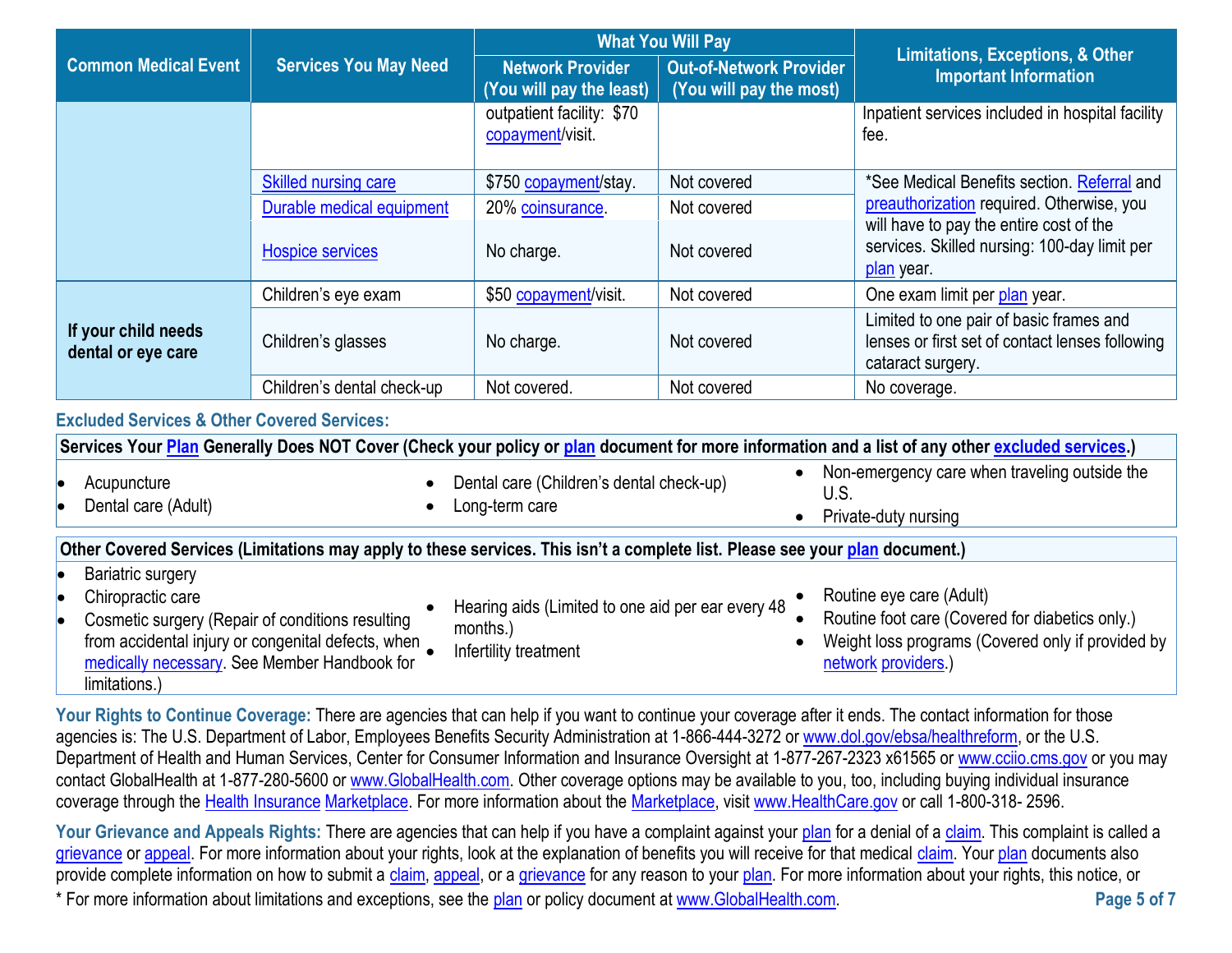| Common Medical Event | Services You May Need | What You Will Pay | | Limitations, Exceptions, & Other Important Information |
|---|---|---|---|---|
| | | Network Provider (You will pay the least) | Out-of-Network Provider (You will pay the most) | |
| | | outpatient facility: $70 copayment/visit. | | Inpatient services included in hospital facility fee. |
| | Skilled nursing care | $750 copayment/stay. | Not covered | *See Medical Benefits section. Referral and preauthorization required. Otherwise, you will have to pay the entire cost of the services. Skilled nursing: 100-day limit per plan year. |
| | Durable medical equipment | 20% coinsurance. | Not covered | |
| | Hospice services | No charge. | Not covered | |
| If your child needs dental or eye care | Children's eye exam | $50 copayment/visit. | Not covered | One exam limit per plan year. |
| | Children's glasses | No charge. | Not covered | Limited to one pair of basic frames and lenses or first set of contact lenses following cataract surgery. |
| | Children's dental check-up | Not covered. | Not covered | No coverage. |

## Excluded Services & Other Covered Services:

**Services Your Plan Generally Does NOT Cover (Check your policy or plan document for more information and a list of any other excluded services.)**

- Acupuncture
- Dental care (Adult)
- Dental care (Children's dental check-up)
- Long-term care
- Non-emergency care when traveling outside the U.S.
- Private-duty nursing

**Other Covered Services (Limitations may apply to these services. This isn't a complete list. Please see your plan document.)**

- Bariatric surgery
- Chiropractic care
- Cosmetic surgery (Repair of conditions resulting from accidental injury or congenital defects, when medically necessary. See Member Handbook for limitations.)
- Hearing aids (Limited to one aid per ear every 48 months.)
- Infertility treatment
- Routine eye care (Adult)
- Routine foot care (Covered for diabetics only.)
- Weight loss programs (Covered only if provided by network providers.)

**Your Rights to Continue Coverage:** There are agencies that can help if you want to continue your coverage after it ends. The contact information for those agencies is: The U.S. Department of Labor, Employees Benefits Security Administration at 1-866-444-3272 or www.dol.gov/ebsa/healthreform, or the U.S. Department of Health and Human Services, Center for Consumer Information and Insurance Oversight at 1-877-267-2323 x61565 or www.cciio.cms.gov or you may contact GlobalHealth at 1-877-280-5600 or www.GlobalHealth.com. Other coverage options may be available to you, too, including buying individual insurance coverage through the Health Insurance Marketplace. For more information about the Marketplace, visit www.HealthCare.gov or call 1-800-318- 2596.

**Your Grievance and Appeals Rights:** There are agencies that can help if you have a complaint against your plan for a denial of a claim. This complaint is called a grievance or appeal. For more information about your rights, look at the explanation of benefits you will receive for that medical claim. Your plan documents also provide complete information on how to submit a claim, appeal, or a grievance for any reason to your plan. For more information about your rights, this notice, or

* For more information about limitations and exceptions, see the plan or policy document at www.GlobalHealth.com.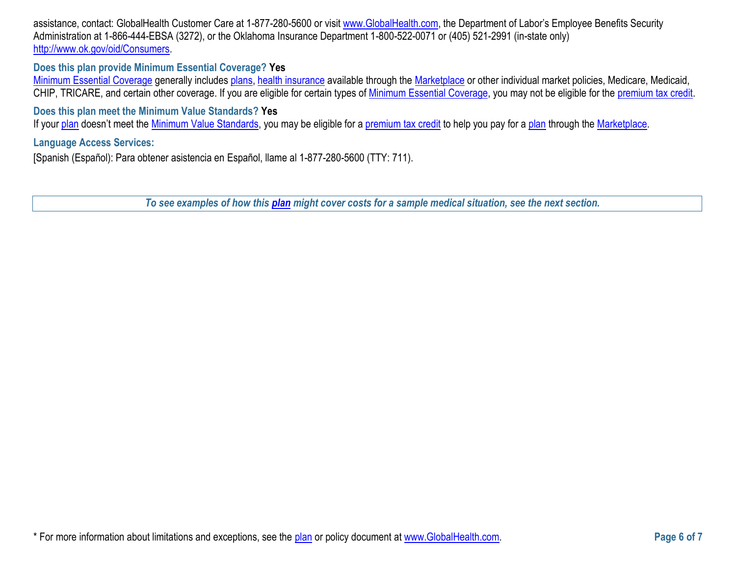assistance, contact: GlobalHealth Customer Care at 1-877-280-5600 or visit www.GlobalHealth.com, the Department of Labor's Employee Benefits Security Administration at 1-866-444-EBSA (3272), or the Oklahoma Insurance Department 1-800-522-0071 or (405) 521-2991 (in-state only) http://www.ok.gov/oid/Consumers.

**Does this plan provide Minimum Essential Coverage? Yes**

Minimum Essential Coverage generally includes plans, health insurance available through the Marketplace or other individual market policies, Medicare, Medicaid, CHIP, TRICARE, and certain other coverage. If you are eligible for certain types of Minimum Essential Coverage, you may not be eligible for the premium tax credit.

**Does this plan meet the Minimum Value Standards? Yes**

If your plan doesn't meet the Minimum Value Standards, you may be eligible for a premium tax credit to help you pay for a plan through the Marketplace.

**Language Access Services:**

[Spanish (Español): Para obtener asistencia en Español, llame al 1-877-280-5600 (TTY: 711).

***To see examples of how this plan might cover costs for a sample medical situation, see the next section.***

* For more information about limitations and exceptions, see the plan or policy document at www.GlobalHealth.com.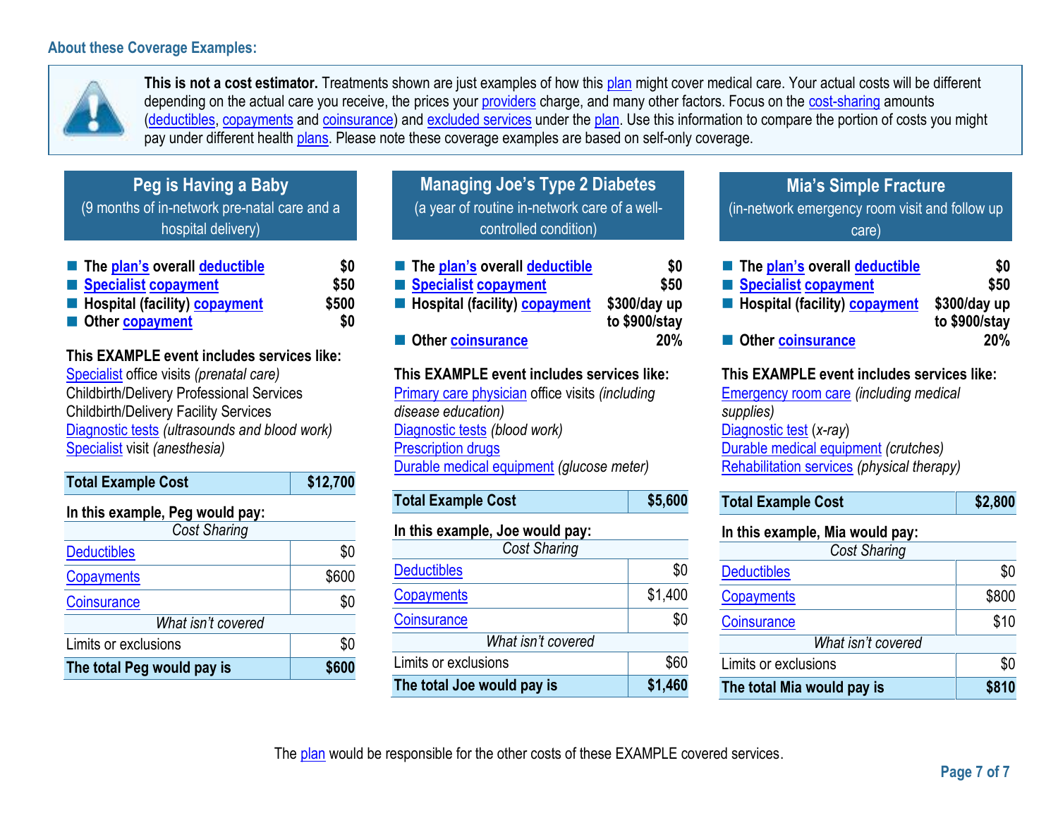## About these Coverage Examples:

**This is not a cost estimator.** Treatments shown are just examples of how this plan might cover medical care. Your actual costs will be different depending on the actual care you receive, the prices your providers charge, and many other factors. Focus on the cost-sharing amounts (deductibles, copayments and coinsurance) and excluded services under the plan. Use this information to compare the portion of costs you might pay under different health plans. Please note these coverage examples are based on self-only coverage.

### Peg is Having a Baby
(9 months of in-network pre-natal care and a hospital delivery)

- **The plan's overall deductible** **$0**
- **Specialist copayment** **$50**
- **Hospital (facility) copayment** **$500**
- **Other copayment** **$0**

**This EXAMPLE event includes services like:**
Specialist office visits *(prenatal care)*
Childbirth/Delivery Professional Services
Childbirth/Delivery Facility Services
Diagnostic tests *(ultrasounds and blood work)*
Specialist visit *(anesthesia)*

| **Total Example Cost** | **$12,700** |
|---|---|

**In this example, Peg would pay:**

| *Cost Sharing* | |
|---|---|
| Deductibles | $0 |
| Copayments | $600 |
| Coinsurance | $0 |
| *What isn't covered* | |
| Limits or exclusions | $0 |
| **The total Peg would pay is** | **$600** |

### Managing Joe's Type 2 Diabetes
(a year of routine in-network care of a well-controlled condition)

- **The plan's overall deductible** **$0**
- **Specialist copayment** **$50**
- **Hospital (facility) copayment** **$300/day up to $900/stay**
- **Other coinsurance** **20%**

**This EXAMPLE event includes services like:**
Primary care physician office visits *(including disease education)*
Diagnostic tests *(blood work)*
Prescription drugs
Durable medical equipment *(glucose meter)*

| **Total Example Cost** | **$5,600** |
|---|---|

**In this example, Joe would pay:**

| *Cost Sharing* | |
|---|---|
| Deductibles | $0 |
| Copayments | $1,400 |
| Coinsurance | $0 |
| *What isn't covered* | |
| Limits or exclusions | $60 |
| **The total Joe would pay is** | **$1,460** |

### Mia's Simple Fracture
(in-network emergency room visit and follow up care)

- **The plan's overall deductible** **$0**
- **Specialist copayment** **$50**
- **Hospital (facility) copayment** **$300/day up to $900/stay**
- **Other coinsurance** **20%**

**This EXAMPLE event includes services like:**
Emergency room care *(including medical supplies)*
Diagnostic test *(x-ray)*
Durable medical equipment *(crutches)*
Rehabilitation services *(physical therapy)*

| **Total Example Cost** | **$2,800** |
|---|---|

**In this example, Mia would pay:**

| *Cost Sharing* | |
|---|---|
| Deductibles | $0 |
| Copayments | $800 |
| Coinsurance | $10 |
| *What isn't covered* | |
| Limits or exclusions | $0 |
| **The total Mia would pay is** | **$810** |

The plan would be responsible for the other costs of these EXAMPLE covered services.